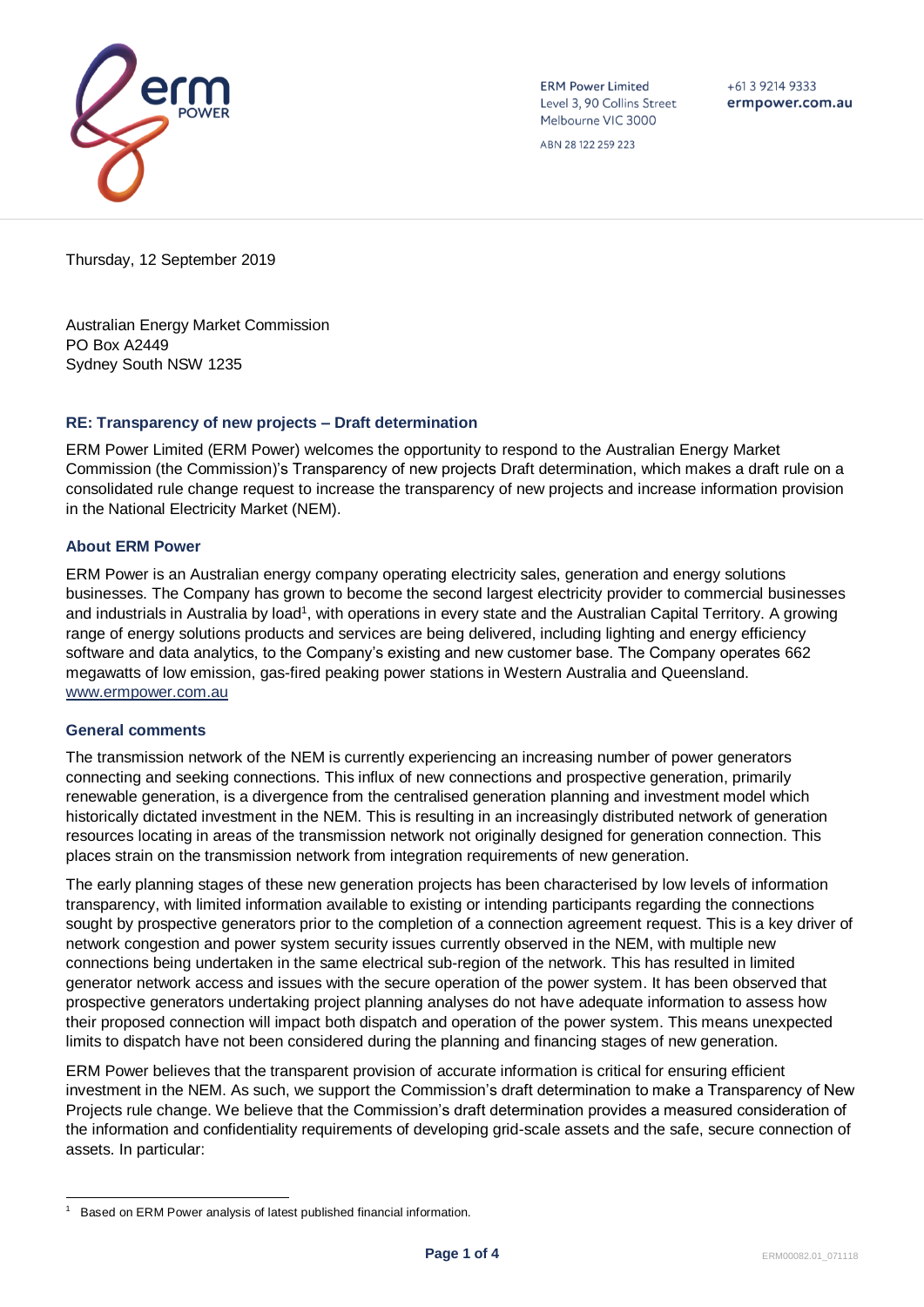ERM Power Limited
Level 3, 90 Collins Street
Melbourne VIC 3000

ABN 28 122 259 223

+61 3 9214 9333
ermpower.com.au

Thursday, 12 September 2019

Australian Energy Market Commission
PO Box A2449
Sydney South NSW 1235

### RE: Transparency of new projects – Draft determination

ERM Power Limited (ERM Power) welcomes the opportunity to respond to the Australian Energy Market Commission (the Commission)'s Transparency of new projects Draft determination, which makes a draft rule on a consolidated rule change request to increase the transparency of new projects and increase information provision in the National Electricity Market (NEM).

### About ERM Power

ERM Power is an Australian energy company operating electricity sales, generation and energy solutions businesses. The Company has grown to become the second largest electricity provider to commercial businesses and industrials in Australia by load[1], with operations in every state and the Australian Capital Territory. A growing range of energy solutions products and services are being delivered, including lighting and energy efficiency software and data analytics, to the Company's existing and new customer base. The Company operates 662 megawatts of low emission, gas-fired peaking power stations in Western Australia and Queensland. www.ermpower.com.au

### General comments

The transmission network of the NEM is currently experiencing an increasing number of power generators connecting and seeking connections. This influx of new connections and prospective generation, primarily renewable generation, is a divergence from the centralised generation planning and investment model which historically dictated investment in the NEM. This is resulting in an increasingly distributed network of generation resources locating in areas of the transmission network not originally designed for generation connection. This places strain on the transmission network from integration requirements of new generation.

The early planning stages of these new generation projects has been characterised by low levels of information transparency, with limited information available to existing or intending participants regarding the connections sought by prospective generators prior to the completion of a connection agreement request. This is a key driver of network congestion and power system security issues currently observed in the NEM, with multiple new connections being undertaken in the same electrical sub-region of the network. This has resulted in limited generator network access and issues with the secure operation of the power system. It has been observed that prospective generators undertaking project planning analyses do not have adequate information to assess how their proposed connection will impact both dispatch and operation of the power system. This means unexpected limits to dispatch have not been considered during the planning and financing stages of new generation.

ERM Power believes that the transparent provision of accurate information is critical for ensuring efficient investment in the NEM. As such, we support the Commission's draft determination to make a Transparency of New Projects rule change. We believe that the Commission's draft determination provides a measured consideration of the information and confidentiality requirements of developing grid-scale assets and the safe, secure connection of assets. In particular:

[1] Based on ERM Power analysis of latest published financial information.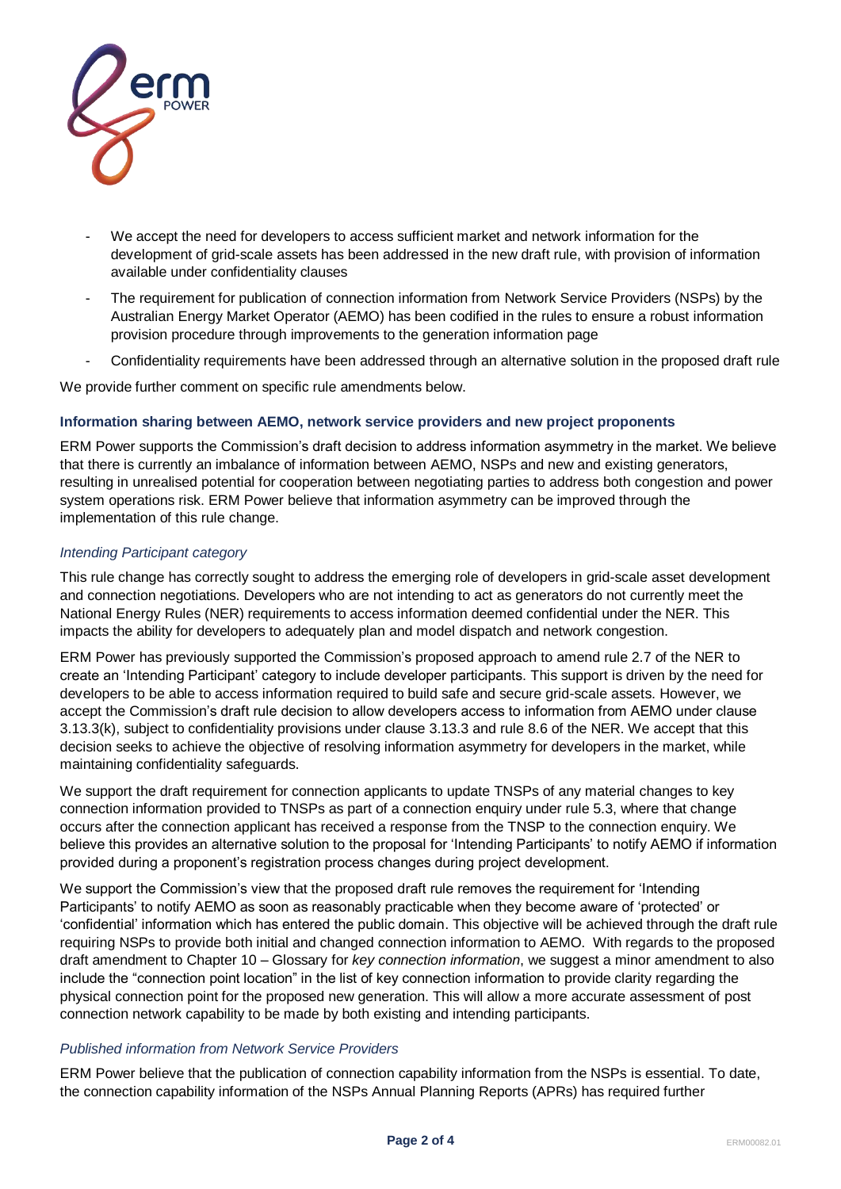- We accept the need for developers to access sufficient market and network information for the development of grid-scale assets has been addressed in the new draft rule, with provision of information available under confidentiality clauses
- The requirement for publication of connection information from Network Service Providers (NSPs) by the Australian Energy Market Operator (AEMO) has been codified in the rules to ensure a robust information provision procedure through improvements to the generation information page
- Confidentiality requirements have been addressed through an alternative solution in the proposed draft rule

We provide further comment on specific rule amendments below.

### Information sharing between AEMO, network service providers and new project proponents

ERM Power supports the Commission's draft decision to address information asymmetry in the market. We believe that there is currently an imbalance of information between AEMO, NSPs and new and existing generators, resulting in unrealised potential for cooperation between negotiating parties to address both congestion and power system operations risk. ERM Power believe that information asymmetry can be improved through the implementation of this rule change.

#### *Intending Participant category*

This rule change has correctly sought to address the emerging role of developers in grid-scale asset development and connection negotiations. Developers who are not intending to act as generators do not currently meet the National Energy Rules (NER) requirements to access information deemed confidential under the NER. This impacts the ability for developers to adequately plan and model dispatch and network congestion.

ERM Power has previously supported the Commission's proposed approach to amend rule 2.7 of the NER to create an 'Intending Participant' category to include developer participants. This support is driven by the need for developers to be able to access information required to build safe and secure grid-scale assets. However, we accept the Commission's draft rule decision to allow developers access to information from AEMO under clause 3.13.3(k), subject to confidentiality provisions under clause 3.13.3 and rule 8.6 of the NER. We accept that this decision seeks to achieve the objective of resolving information asymmetry for developers in the market, while maintaining confidentiality safeguards.

We support the draft requirement for connection applicants to update TNSPs of any material changes to key connection information provided to TNSPs as part of a connection enquiry under rule 5.3, where that change occurs after the connection applicant has received a response from the TNSP to the connection enquiry. We believe this provides an alternative solution to the proposal for 'Intending Participants' to notify AEMO if information provided during a proponent's registration process changes during project development.

We support the Commission's view that the proposed draft rule removes the requirement for 'Intending Participants' to notify AEMO as soon as reasonably practicable when they become aware of 'protected' or 'confidential' information which has entered the public domain. This objective will be achieved through the draft rule requiring NSPs to provide both initial and changed connection information to AEMO. With regards to the proposed draft amendment to Chapter 10 – Glossary for *key connection information*, we suggest a minor amendment to also include the "connection point location" in the list of key connection information to provide clarity regarding the physical connection point for the proposed new generation. This will allow a more accurate assessment of post connection network capability to be made by both existing and intending participants.

#### *Published information from Network Service Providers*

ERM Power believe that the publication of connection capability information from the NSPs is essential. To date, the connection capability information of the NSPs Annual Planning Reports (APRs) has required further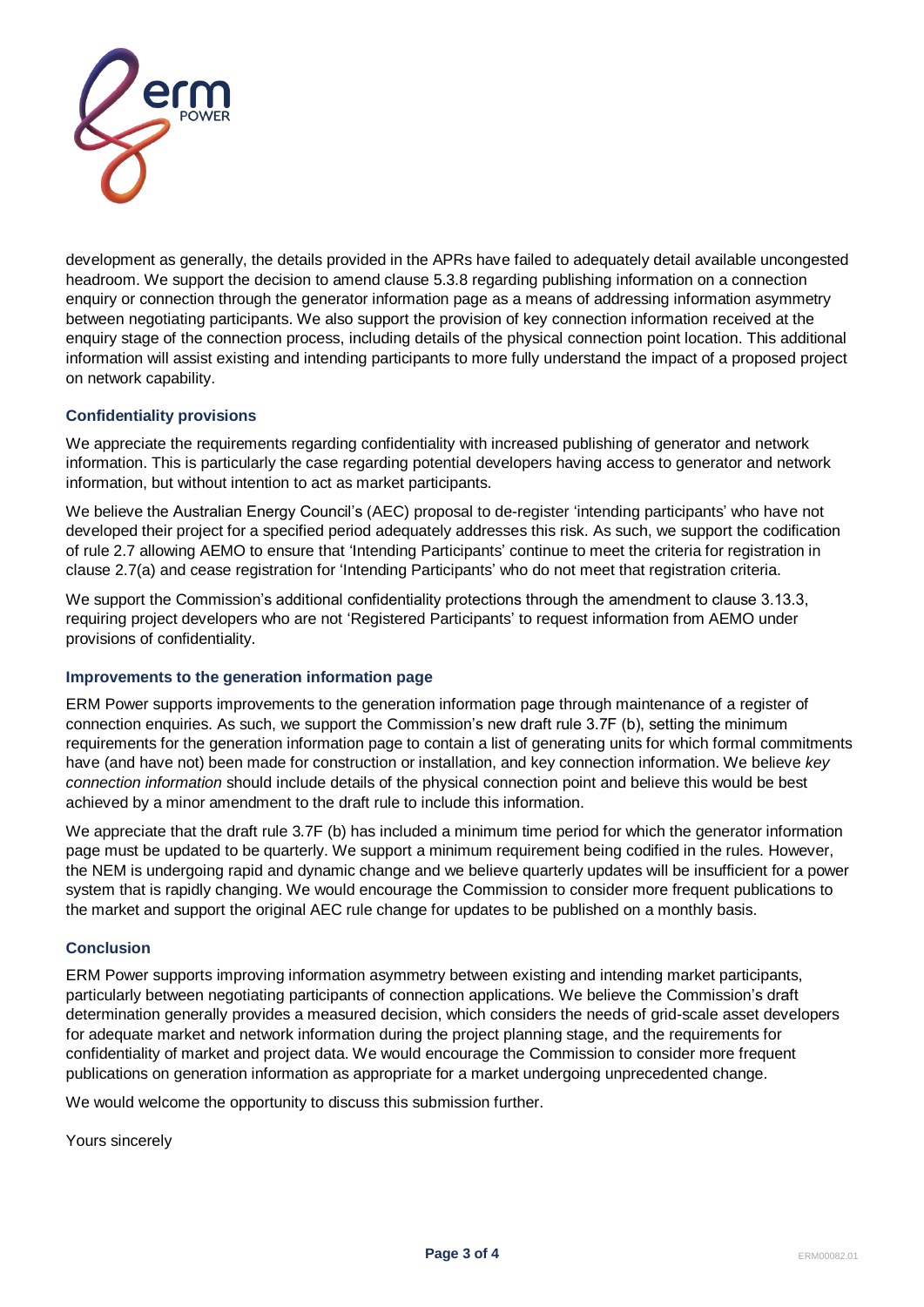development as generally, the details provided in the APRs have failed to adequately detail available uncongested headroom. We support the decision to amend clause 5.3.8 regarding publishing information on a connection enquiry or connection through the generator information page as a means of addressing information asymmetry between negotiating participants. We also support the provision of key connection information received at the enquiry stage of the connection process, including details of the physical connection point location. This additional information will assist existing and intending participants to more fully understand the impact of a proposed project on network capability.

### Confidentiality provisions

We appreciate the requirements regarding confidentiality with increased publishing of generator and network information. This is particularly the case regarding potential developers having access to generator and network information, but without intention to act as market participants.

We believe the Australian Energy Council's (AEC) proposal to de-register 'intending participants' who have not developed their project for a specified period adequately addresses this risk. As such, we support the codification of rule 2.7 allowing AEMO to ensure that 'Intending Participants' continue to meet the criteria for registration in clause 2.7(a) and cease registration for 'Intending Participants' who do not meet that registration criteria.

We support the Commission's additional confidentiality protections through the amendment to clause 3.13.3, requiring project developers who are not 'Registered Participants' to request information from AEMO under provisions of confidentiality.

### Improvements to the generation information page

ERM Power supports improvements to the generation information page through maintenance of a register of connection enquiries. As such, we support the Commission's new draft rule 3.7F (b), setting the minimum requirements for the generation information page to contain a list of generating units for which formal commitments have (and have not) been made for construction or installation, and key connection information. We believe *key connection information* should include details of the physical connection point and believe this would be best achieved by a minor amendment to the draft rule to include this information.

We appreciate that the draft rule 3.7F (b) has included a minimum time period for which the generator information page must be updated to be quarterly. We support a minimum requirement being codified in the rules. However, the NEM is undergoing rapid and dynamic change and we believe quarterly updates will be insufficient for a power system that is rapidly changing. We would encourage the Commission to consider more frequent publications to the market and support the original AEC rule change for updates to be published on a monthly basis.

### Conclusion

ERM Power supports improving information asymmetry between existing and intending market participants, particularly between negotiating participants of connection applications. We believe the Commission's draft determination generally provides a measured decision, which considers the needs of grid-scale asset developers for adequate market and network information during the project planning stage, and the requirements for confidentiality of market and project data. We would encourage the Commission to consider more frequent publications on generation information as appropriate for a market undergoing unprecedented change.

We would welcome the opportunity to discuss this submission further.

Yours sincerely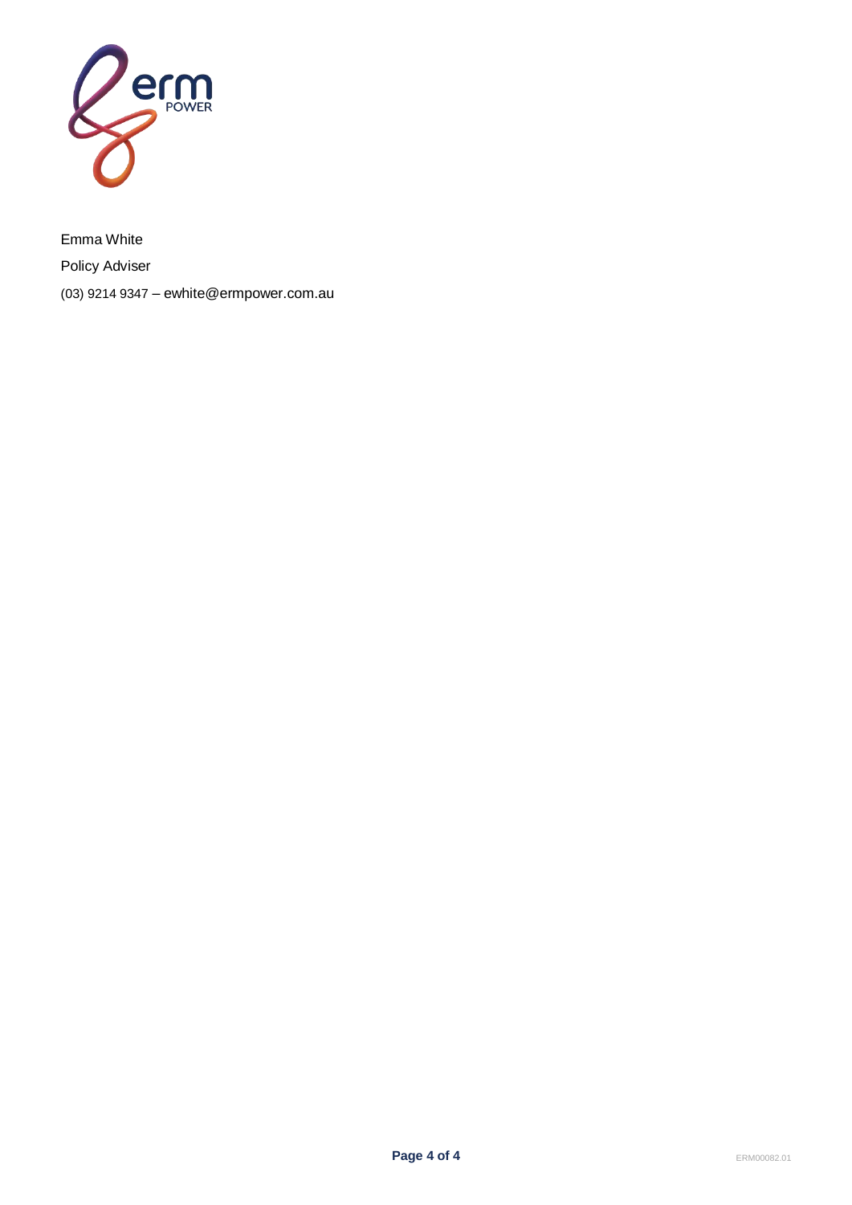Emma White

Policy Adviser

(03) 9214 9347 – ewhite@ermpower.com.au